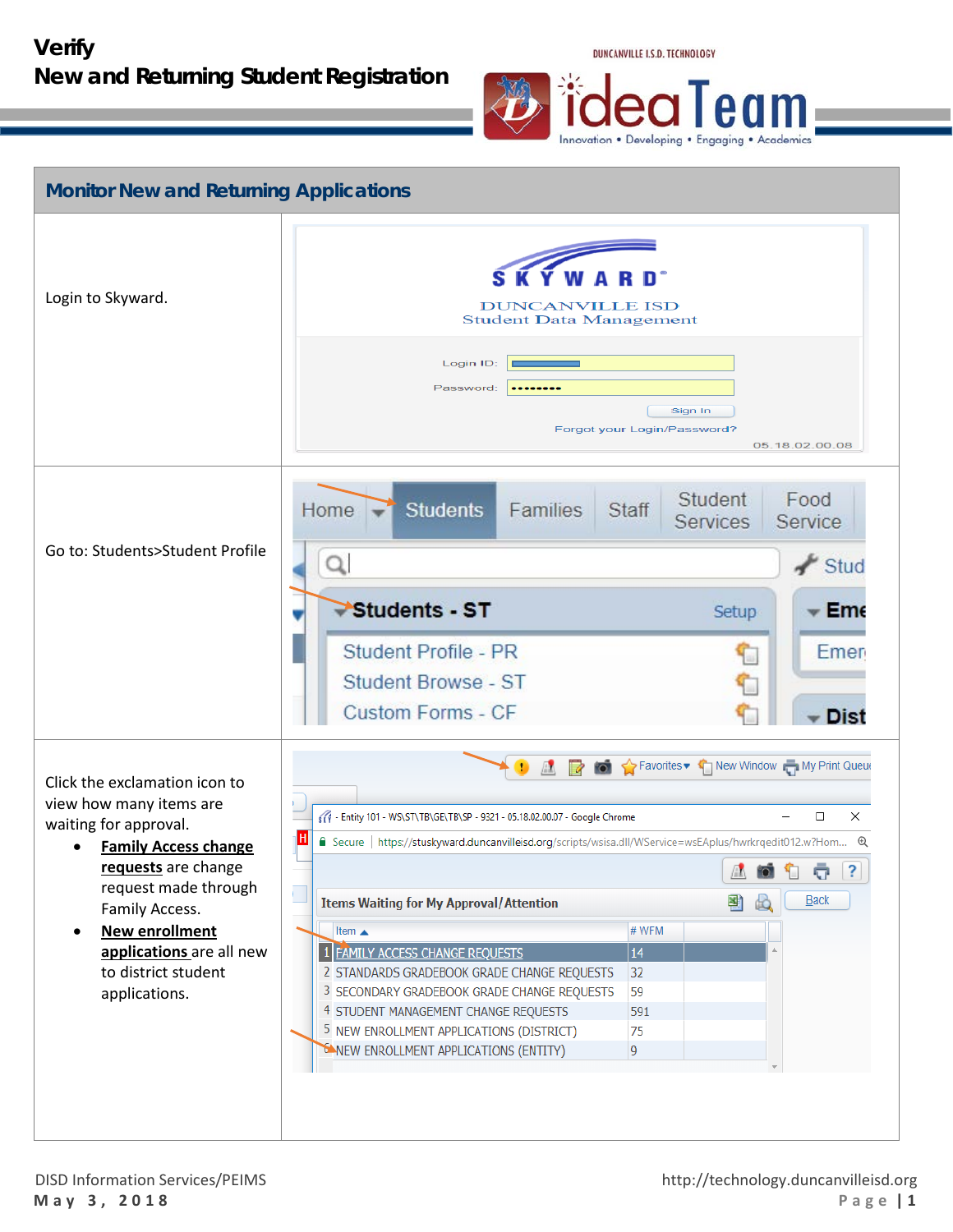# Verify
## New and Returning Student Registration

## Monitor New and Returning Applications

| | |
|---|---|
| Login to Skyward. | |
| Go to: Students>Student Profile | |
| Click the exclamation icon to view how many items are waiting for approval. <br>• **Family Access change requests** are change request made through Family Access. <br>• **New enrollment applications** are all new to district student applications. | |

DISD Information Services/PEIMS
May 3, 2018

http://technology.duncanvilleisd.org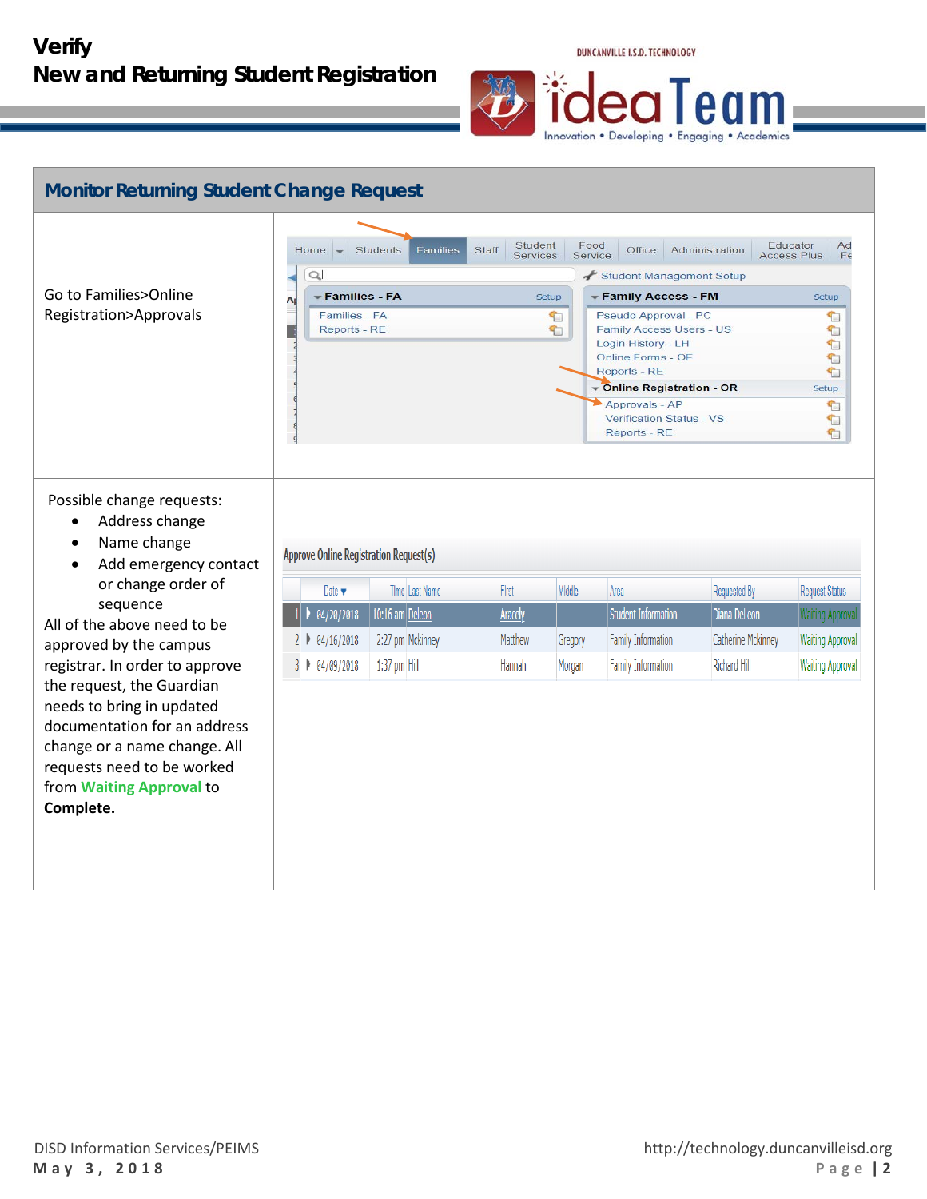# Verify
## New and Returning Student Registration

DUNCANVILLE I.S.D. TECHNOLOGY

ideaTeam

Innovation • Developing • Engaging • Academics

## Monitor Returning Student Change Request

Go to Families>Online Registration>Approvals

Home | Students | Families | Staff | Student Services | Food Service | Office | Administration | Educator Access Plus

Student Management Setup

**Families - FA** Setup
- Families - FA
- Reports - RE

**Family Access - FM** Setup
- Pseudo Approval - PC
- Family Access Users - US
- Login History - LH
- Online Forms - OF
- Reports - RE

**Online Registration - OR** Setup
- Approvals - AP
- Verification Status - VS
- Reports - RE

Possible change requests:

- Address change
- Name change
- Add emergency contact or change order of sequence

All of the above need to be approved by the campus registrar. In order to approve the request, the Guardian needs to bring in updated documentation for an address change or a name change. All requests need to be worked from **Waiting Approval** to **Complete.**

Approve Online Registration Request(s)

| | Date | Time | Last Name | First | Middle | Area | Requested By | Request Status |
|---|---|---|---|---|---|---|---|---|
| 1 | 04/20/2018 | 10:16 am | Deleon | Aracely | | Student Information | Diana DeLeon | Waiting Approval |
| 2 | 04/16/2018 | 2:27 pm | Mckinney | Matthew | Gregory | Family Information | Catherine Mckinney | Waiting Approval |
| 3 | 04/09/2018 | 1:37 pm | Hill | Hannah | Morgan | Family Information | Richard Hill | Waiting Approval |

DISD Information Services/PEIMS
May 3, 2018

http://technology.duncanvilleisd.org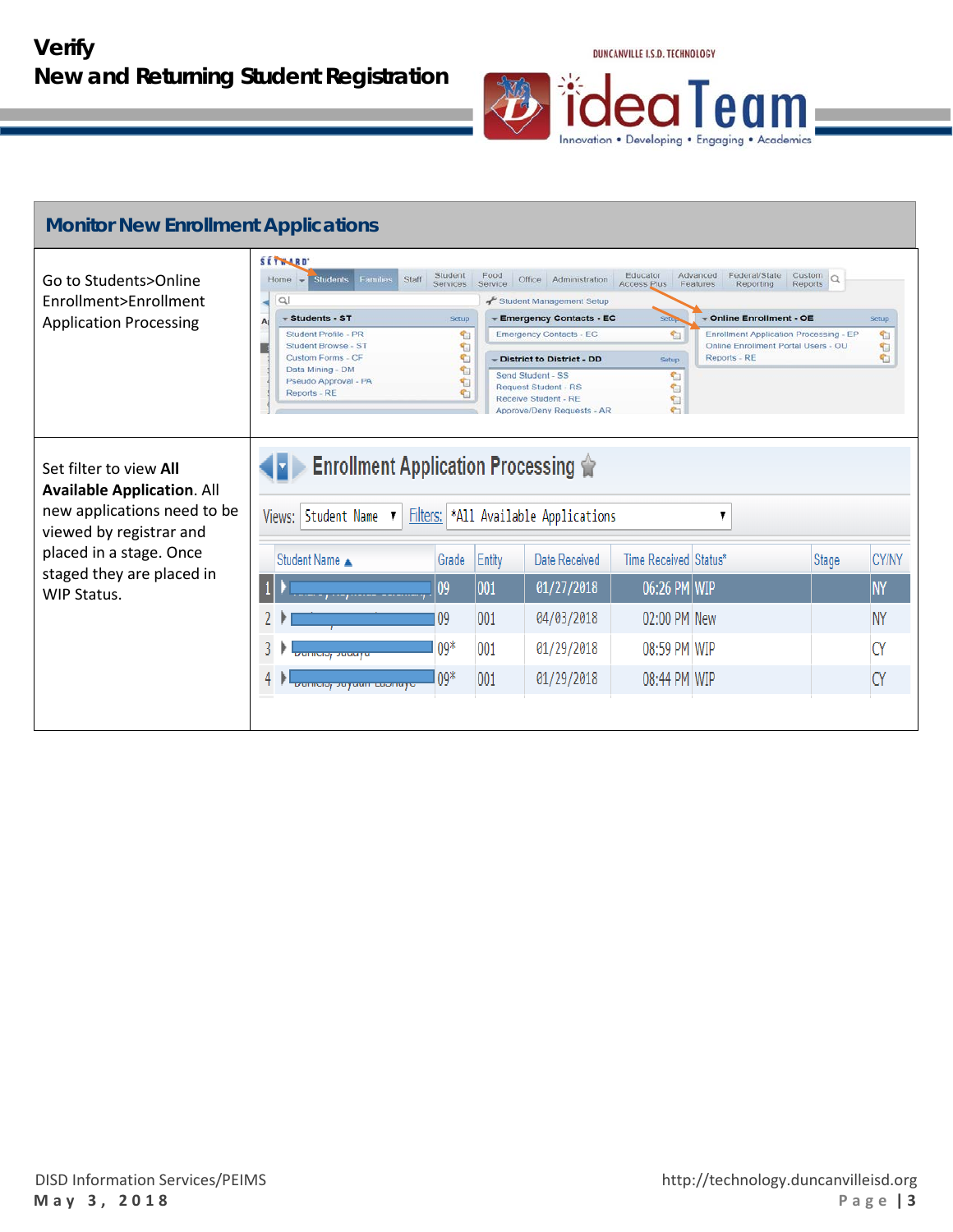## Monitor New Enrollment Applications

| | |
|---|---|
| Go to Students>Online Enrollment>Enrollment Application Processing | |
| Set filter to view **All Available Application**. All new applications need to be viewed by registrar and placed in a stage. Once staged they are placed in WIP Status. | |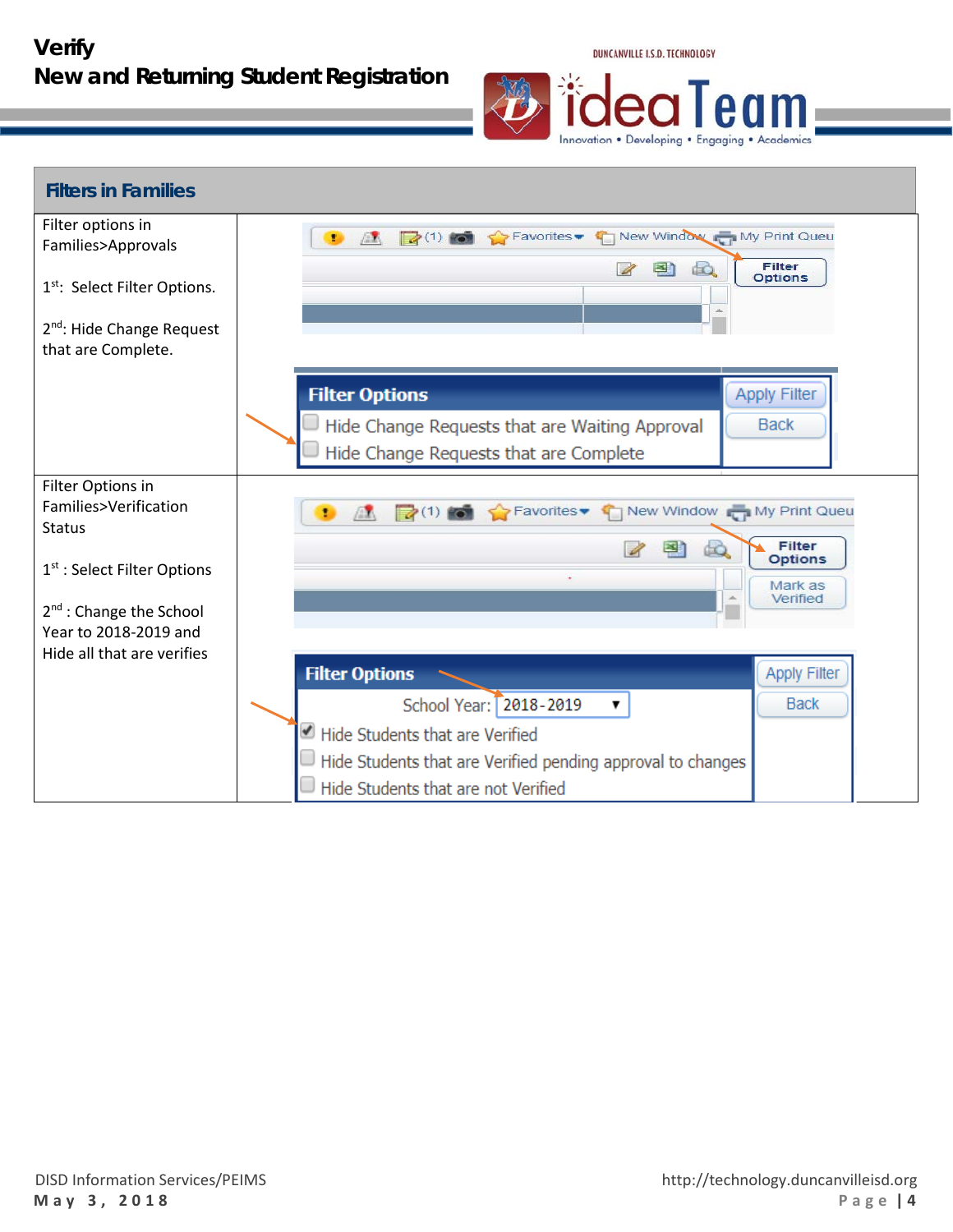# Verify
## New and Returning Student Registration

DUNCANVILLE I.S.D. TECHNOLOGY
ideaTeam
Innovation • Developing • Engaging • Academics

### Filters in Families

| | |
|---|---|
| Filter options in Families>Approvals<br><br>1st: Select Filter Options.<br><br>2nd: Hide Change Request that are Complete. | Favorites New Window My Print Queu<br>Filter Options<br><br>Filter Options<br>Apply Filter<br>Back<br>Hide Change Requests that are Waiting Approval<br>Hide Change Requests that are Complete |
| Filter Options in Families>Verification Status<br><br>1st: Select Filter Options<br><br>2nd: Change the School Year to 2018-2019 and Hide all that are verifies | Favorites New Window My Print Queu<br>Filter Options<br>Mark as Verified<br><br>Filter Options<br>Apply Filter<br>Back<br>School Year: 2018-2019<br>Hide Students that are Verified<br>Hide Students that are Verified pending approval to changes<br>Hide Students that are not Verified |

DISD Information Services/PEIMS
May 3, 2018

http://technology.duncanvilleisd.org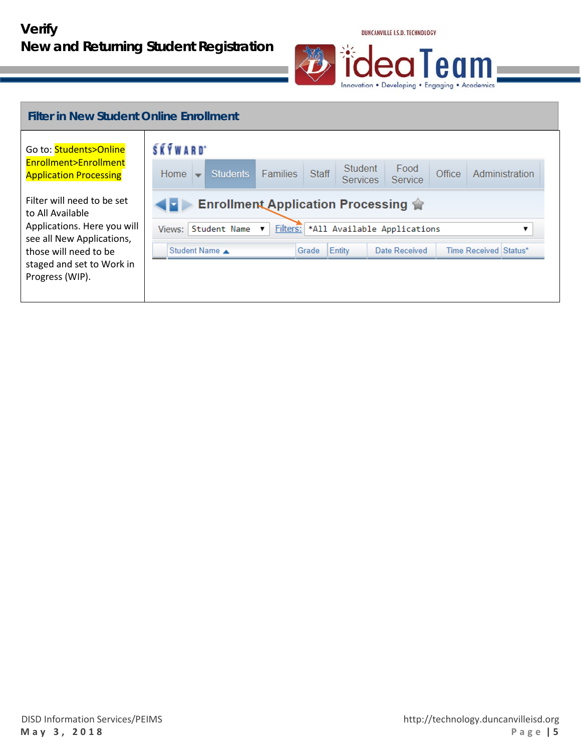## Filter in New Student Online Enrollment

Go to: Students>Online Enrollment>Enrollment Application Processing

Filter will need to be set to All Available Applications. Here you will see all New Applications, those will need to be staged and set to Work in Progress (WIP).